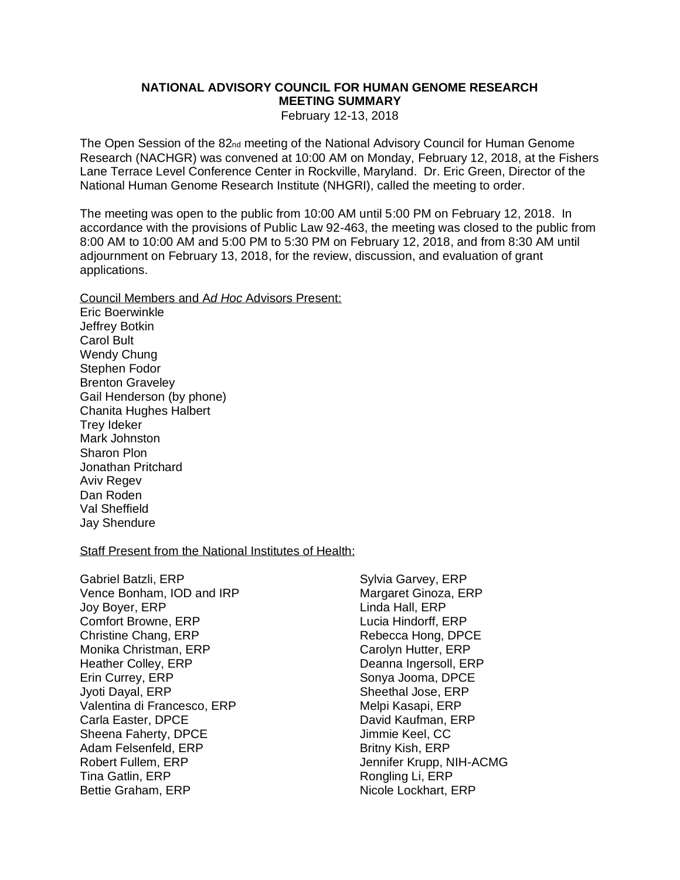# NATIONAL ADVISORY COUNCIL FOR HUMAN GENOME RESEARCH
## MEETING SUMMARY

February 12-13, 2018

The Open Session of the 82nd meeting of the National Advisory Council for Human Genome Research (NACHGR) was convened at 10:00 AM on Monday, February 12, 2018, at the Fishers Lane Terrace Level Conference Center in Rockville, Maryland. Dr. Eric Green, Director of the National Human Genome Research Institute (NHGRI), called the meeting to order.

The meeting was open to the public from 10:00 AM until 5:00 PM on February 12, 2018. In accordance with the provisions of Public Law 92-463, the meeting was closed to the public from 8:00 AM to 10:00 AM and 5:00 PM to 5:30 PM on February 12, 2018, and from 8:30 AM until adjournment on February 13, 2018, for the review, discussion, and evaluation of grant applications.

Council Members and A*d Hoc* Advisors Present:

Eric Boerwinkle
Jeffrey Botkin
Carol Bult
Wendy Chung
Stephen Fodor
Brenton Graveley
Gail Henderson (by phone)
Chanita Hughes Halbert
Trey Ideker
Mark Johnston
Sharon Plon
Jonathan Pritchard
Aviv Regev
Dan Roden
Val Sheffield
Jay Shendure

Staff Present from the National Institutes of Health:

Gabriel Batzli, ERP
Vence Bonham, IOD and IRP
Joy Boyer, ERP
Comfort Browne, ERP
Christine Chang, ERP
Monika Christman, ERP
Heather Colley, ERP
Erin Currey, ERP
Jyoti Dayal, ERP
Valentina di Francesco, ERP
Carla Easter, DPCE
Sheena Faherty, DPCE
Adam Felsenfeld, ERP
Robert Fullem, ERP
Tina Gatlin, ERP
Bettie Graham, ERP
Sylvia Garvey, ERP
Margaret Ginoza, ERP
Linda Hall, ERP
Lucia Hindorff, ERP
Rebecca Hong, DPCE
Carolyn Hutter, ERP
Deanna Ingersoll, ERP
Sonya Jooma, DPCE
Sheethal Jose, ERP
Melpi Kasapi, ERP
David Kaufman, ERP
Jimmie Keel, CC
Britny Kish, ERP
Jennifer Krupp, NIH-ACMG
Rongling Li, ERP
Nicole Lockhart, ERP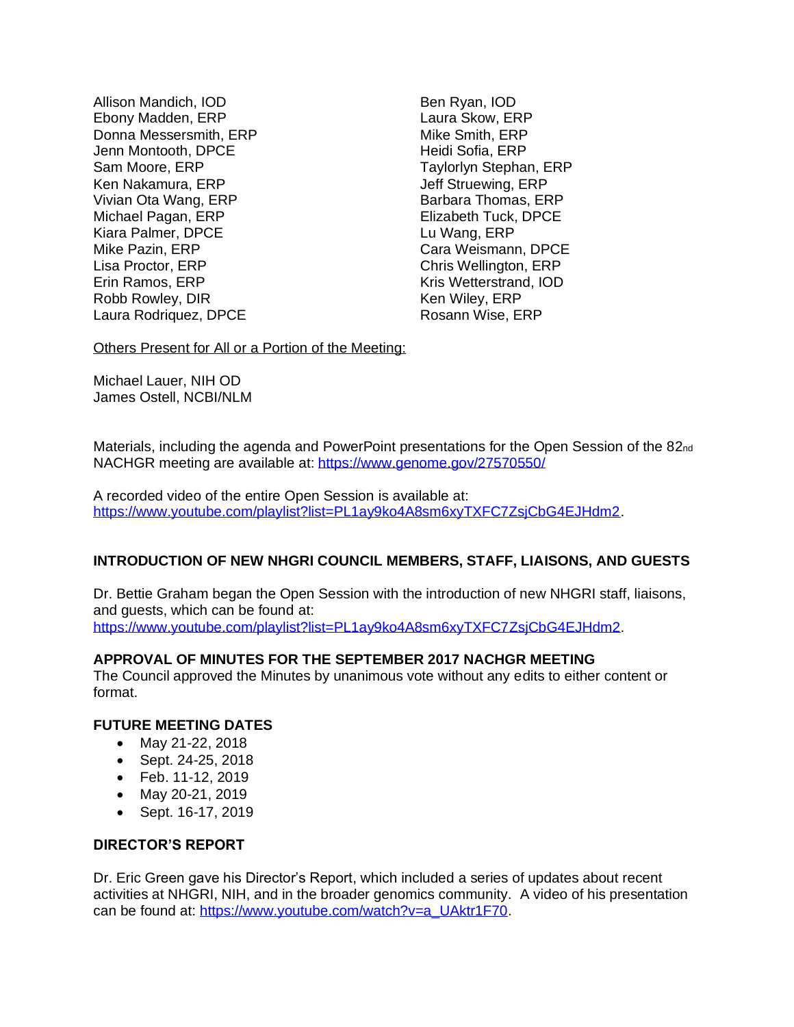Allison Mandich, IOD
Ebony Madden, ERP
Donna Messersmith, ERP
Jenn Montooth, DPCE
Sam Moore, ERP
Ken Nakamura, ERP
Vivian Ota Wang, ERP
Michael Pagan, ERP
Kiara Palmer, DPCE
Mike Pazin, ERP
Lisa Proctor, ERP
Erin Ramos, ERP
Robb Rowley, DIR
Laura Rodriquez, DPCE
Ben Ryan, IOD
Laura Skow, ERP
Mike Smith, ERP
Heidi Sofia, ERP
Taylorlyn Stephan, ERP
Jeff Struewing, ERP
Barbara Thomas, ERP
Elizabeth Tuck, DPCE
Lu Wang, ERP
Cara Weismann, DPCE
Chris Wellington, ERP
Kris Wetterstrand, IOD
Ken Wiley, ERP
Rosann Wise, ERP

Others Present for All or a Portion of the Meeting:

Michael Lauer, NIH OD
James Ostell, NCBI/NLM

Materials, including the agenda and PowerPoint presentations for the Open Session of the 82nd NACHGR meeting are available at: https://www.genome.gov/27570550/

A recorded video of the entire Open Session is available at: https://www.youtube.com/playlist?list=PL1ay9ko4A8sm6xyTXFC7ZsjCbG4EJHdm2.

## INTRODUCTION OF NEW NHGRI COUNCIL MEMBERS, STAFF, LIAISONS, AND GUESTS

Dr. Bettie Graham began the Open Session with the introduction of new NHGRI staff, liaisons, and guests, which can be found at: https://www.youtube.com/playlist?list=PL1ay9ko4A8sm6xyTXFC7ZsjCbG4EJHdm2.

## APPROVAL OF MINUTES FOR THE SEPTEMBER 2017 NACHGR MEETING

The Council approved the Minutes by unanimous vote without any edits to either content or format.

## FUTURE MEETING DATES

- May 21-22, 2018
- Sept. 24-25, 2018
- Feb. 11-12, 2019
- May 20-21, 2019
- Sept. 16-17, 2019

## DIRECTOR'S REPORT

Dr. Eric Green gave his Director's Report, which included a series of updates about recent activities at NHGRI, NIH, and in the broader genomics community. A video of his presentation can be found at: https://www.youtube.com/watch?v=a_UAktr1F70.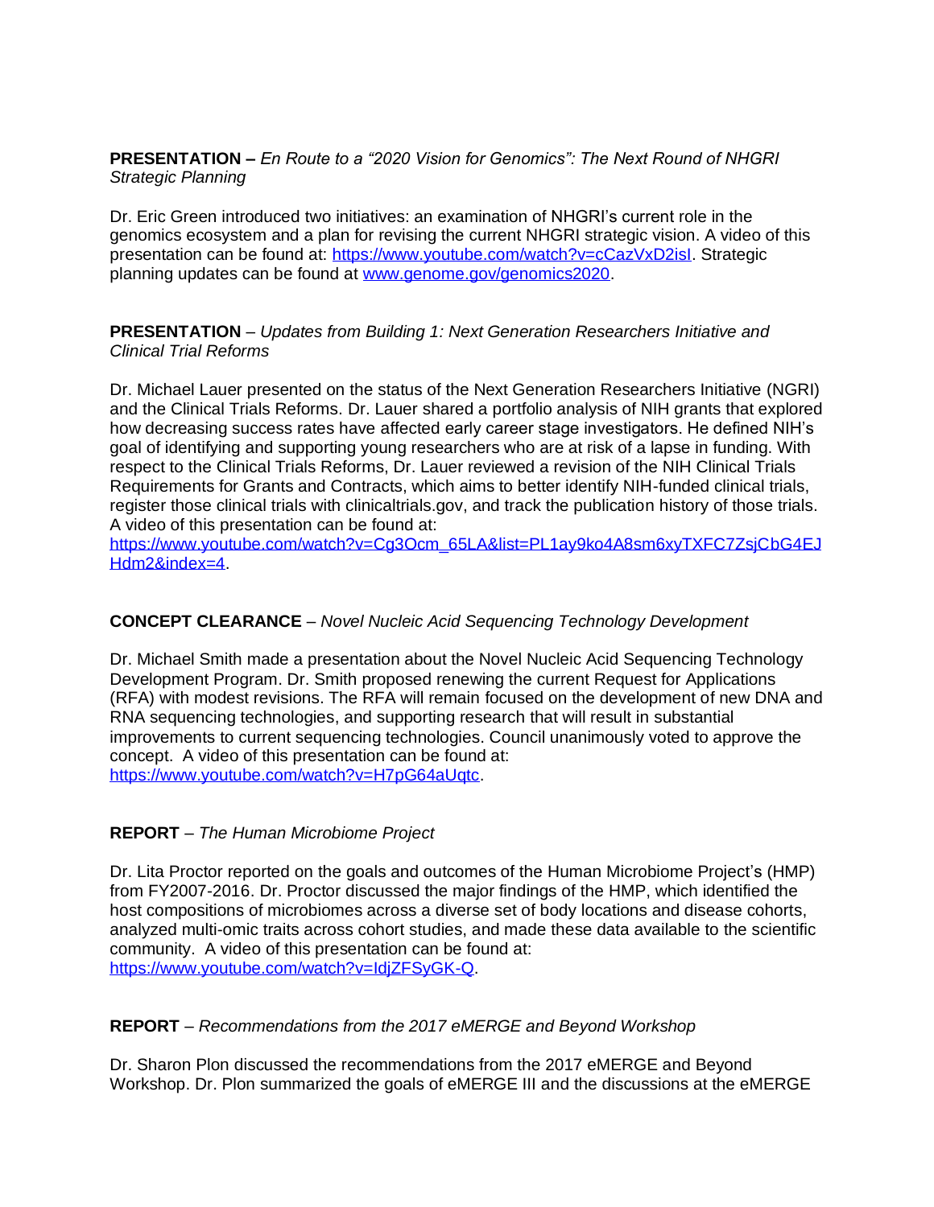**PRESENTATION –** *En Route to a "2020 Vision for Genomics": The Next Round of NHGRI Strategic Planning*

Dr. Eric Green introduced two initiatives: an examination of NHGRI's current role in the genomics ecosystem and a plan for revising the current NHGRI strategic vision. A video of this presentation can be found at: https://www.youtube.com/watch?v=cCazVxD2isI. Strategic planning updates can be found at www.genome.gov/genomics2020.

**PRESENTATION** – *Updates from Building 1: Next Generation Researchers Initiative and Clinical Trial Reforms*

Dr. Michael Lauer presented on the status of the Next Generation Researchers Initiative (NGRI) and the Clinical Trials Reforms. Dr. Lauer shared a portfolio analysis of NIH grants that explored how decreasing success rates have affected early career stage investigators. He defined NIH's goal of identifying and supporting young researchers who are at risk of a lapse in funding. With respect to the Clinical Trials Reforms, Dr. Lauer reviewed a revision of the NIH Clinical Trials Requirements for Grants and Contracts, which aims to better identify NIH-funded clinical trials, register those clinical trials with clinicaltrials.gov, and track the publication history of those trials. A video of this presentation can be found at: https://www.youtube.com/watch?v=Cg3Ocm_65LA&list=PL1ay9ko4A8sm6xyTXFC7ZsjCbG4EJHdm2&index=4.

**CONCEPT CLEARANCE** – *Novel Nucleic Acid Sequencing Technology Development*

Dr. Michael Smith made a presentation about the Novel Nucleic Acid Sequencing Technology Development Program. Dr. Smith proposed renewing the current Request for Applications (RFA) with modest revisions. The RFA will remain focused on the development of new DNA and RNA sequencing technologies, and supporting research that will result in substantial improvements to current sequencing technologies. Council unanimously voted to approve the concept. A video of this presentation can be found at: https://www.youtube.com/watch?v=H7pG64aUqtc.

**REPORT** – *The Human Microbiome Project*

Dr. Lita Proctor reported on the goals and outcomes of the Human Microbiome Project's (HMP) from FY2007-2016. Dr. Proctor discussed the major findings of the HMP, which identified the host compositions of microbiomes across a diverse set of body locations and disease cohorts, analyzed multi-omic traits across cohort studies, and made these data available to the scientific community. A video of this presentation can be found at: https://www.youtube.com/watch?v=IdjZFSyGK-Q.

**REPORT** – *Recommendations from the 2017 eMERGE and Beyond Workshop*

Dr. Sharon Plon discussed the recommendations from the 2017 eMERGE and Beyond Workshop. Dr. Plon summarized the goals of eMERGE III and the discussions at the eMERGE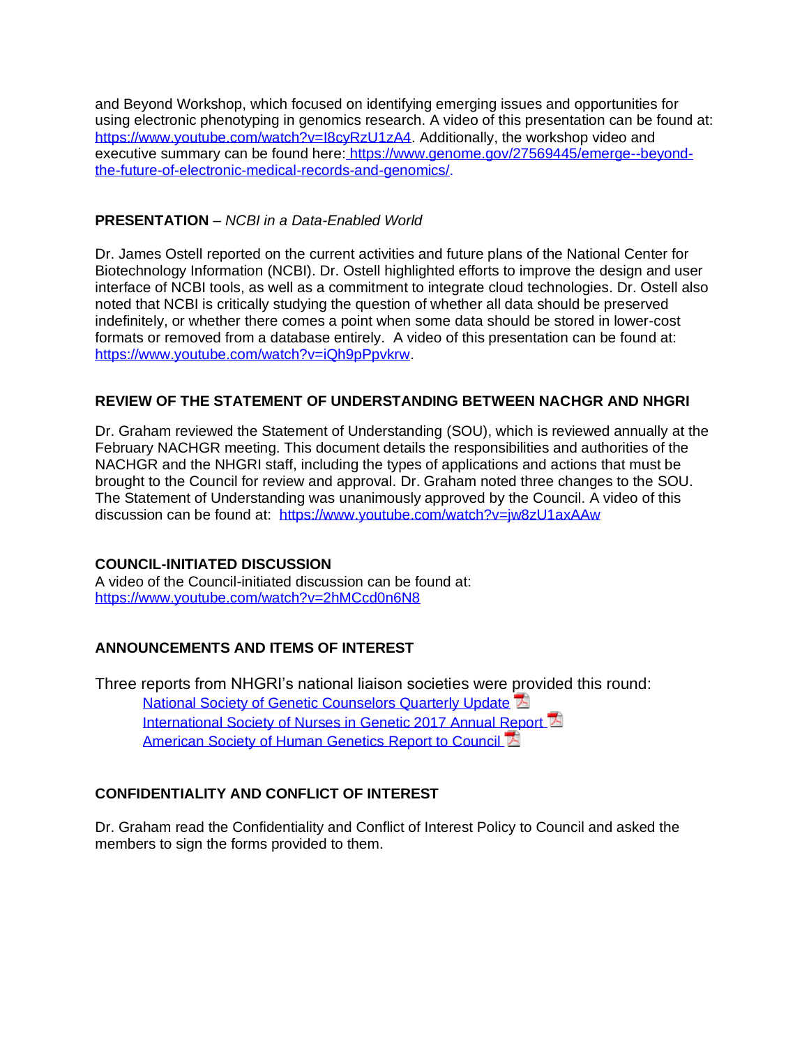and Beyond Workshop, which focused on identifying emerging issues and opportunities for using electronic phenotyping in genomics research. A video of this presentation can be found at: https://www.youtube.com/watch?v=I8cyRzU1zA4. Additionally, the workshop video and executive summary can be found here: https://www.genome.gov/27569445/emerge--beyond-the-future-of-electronic-medical-records-and-genomics/.

**PRESENTATION** – *NCBI in a Data-Enabled World*

Dr. James Ostell reported on the current activities and future plans of the National Center for Biotechnology Information (NCBI). Dr. Ostell highlighted efforts to improve the design and user interface of NCBI tools, as well as a commitment to integrate cloud technologies. Dr. Ostell also noted that NCBI is critically studying the question of whether all data should be preserved indefinitely, or whether there comes a point when some data should be stored in lower-cost formats or removed from a database entirely. A video of this presentation can be found at: https://www.youtube.com/watch?v=iQh9pPpvkrw.

**REVIEW OF THE STATEMENT OF UNDERSTANDING BETWEEN NACHGR AND NHGRI**

Dr. Graham reviewed the Statement of Understanding (SOU), which is reviewed annually at the February NACHGR meeting. This document details the responsibilities and authorities of the NACHGR and the NHGRI staff, including the types of applications and actions that must be brought to the Council for review and approval. Dr. Graham noted three changes to the SOU. The Statement of Understanding was unanimously approved by the Council. A video of this discussion can be found at: https://www.youtube.com/watch?v=jw8zU1axAAw

**COUNCIL-INITIATED DISCUSSION**

A video of the Council-initiated discussion can be found at: https://www.youtube.com/watch?v=2hMCcd0n6N8

**ANNOUNCEMENTS AND ITEMS OF INTEREST**

Three reports from NHGRI's national liaison societies were provided this round:

- National Society of Genetic Counselors Quarterly Update
- International Society of Nurses in Genetic 2017 Annual Report
- American Society of Human Genetics Report to Council

**CONFIDENTIALITY AND CONFLICT OF INTEREST**

Dr. Graham read the Confidentiality and Conflict of Interest Policy to Council and asked the members to sign the forms provided to them.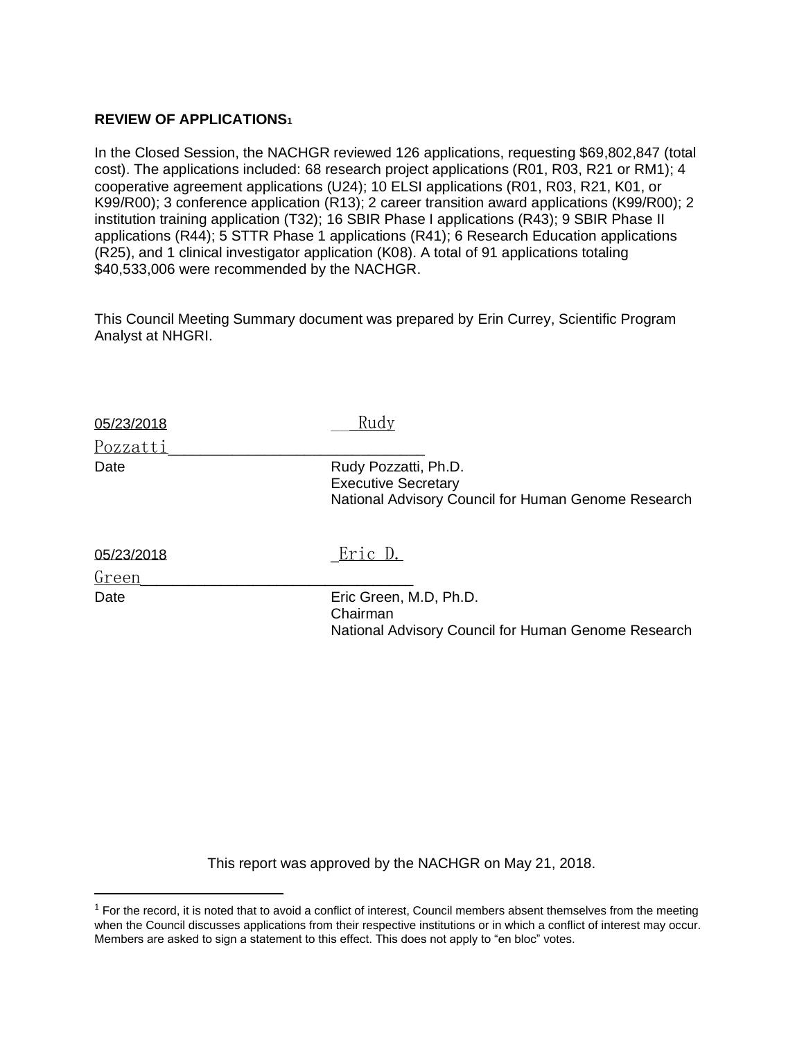**REVIEW OF APPLICATIONS**[1]

In the Closed Session, the NACHGR reviewed 126 applications, requesting $69,802,847 (total cost). The applications included: 68 research project applications (R01, R03, R21 or RM1); 4 cooperative agreement applications (U24); 10 ELSI applications (R01, R03, R21, K01, or K99/R00); 3 conference application (R13); 2 career transition award applications (K99/R00); 2 institution training application (T32); 16 SBIR Phase I applications (R43); 9 SBIR Phase II applications (R44); 5 STTR Phase 1 applications (R41); 6 Research Education applications (R25), and 1 clinical investigator application (K08). A total of 91 applications totaling $40,533,006 were recommended by the NACHGR.

This Council Meeting Summary document was prepared by Erin Currey, Scientific Program Analyst at NHGRI.

05/23/2018 ___Rudy Pozzatti_______________________________

Date

Rudy Pozzatti, Ph.D.
Executive Secretary
National Advisory Council for Human Genome Research

05/23/2018 _Eric D. Green________________________________

Date

Eric Green, M.D, Ph.D.
Chairman
National Advisory Council for Human Genome Research

This report was approved by the NACHGR on May 21, 2018.

[1] For the record, it is noted that to avoid a conflict of interest, Council members absent themselves from the meeting when the Council discusses applications from their respective institutions or in which a conflict of interest may occur. Members are asked to sign a statement to this effect. This does not apply to “en bloc” votes.